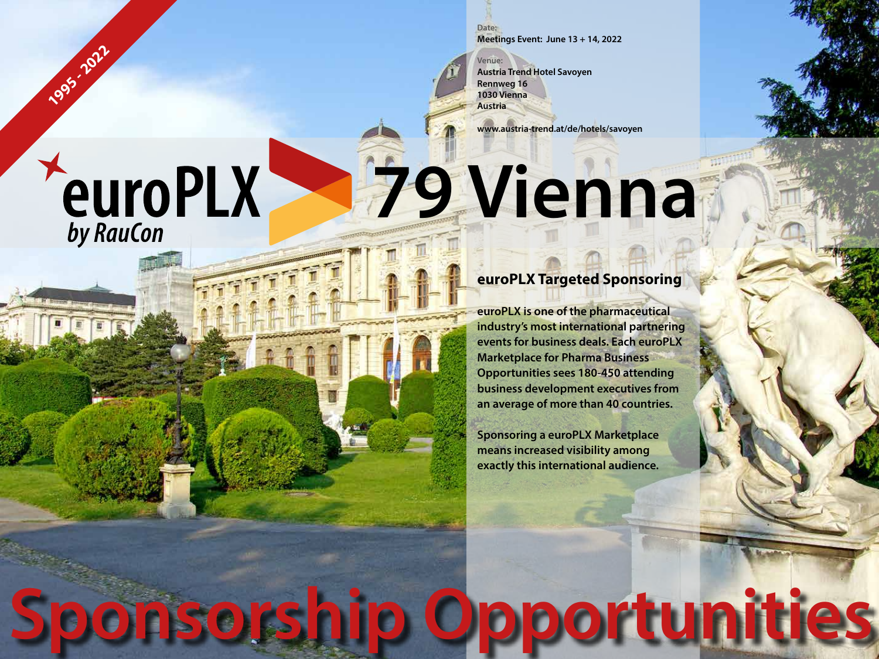1995 - 2022

Date:
**Meetings Event: June 13 + 14, 2022**

Venue:
**Austria Trend Hotel Savoyen**
**Rennweg 16**
**1030 Vienna**
**Austria**

**www.austria-trend.at/de/hotels/savoyen**

# euroPLX 79 Vienna

*by RauCon*

## euroPLX Targeted Sponsoring

**euroPLX is one of the pharmaceutical industry's most international partnering events for business deals. Each euroPLX Marketplace for Pharma Business Opportunities sees 180-450 attending business development executives from an average of more than 40 countries.**

**Sponsoring a euroPLX Marketplace means increased visibility among exactly this international audience.**

# Sponsorship Opportunities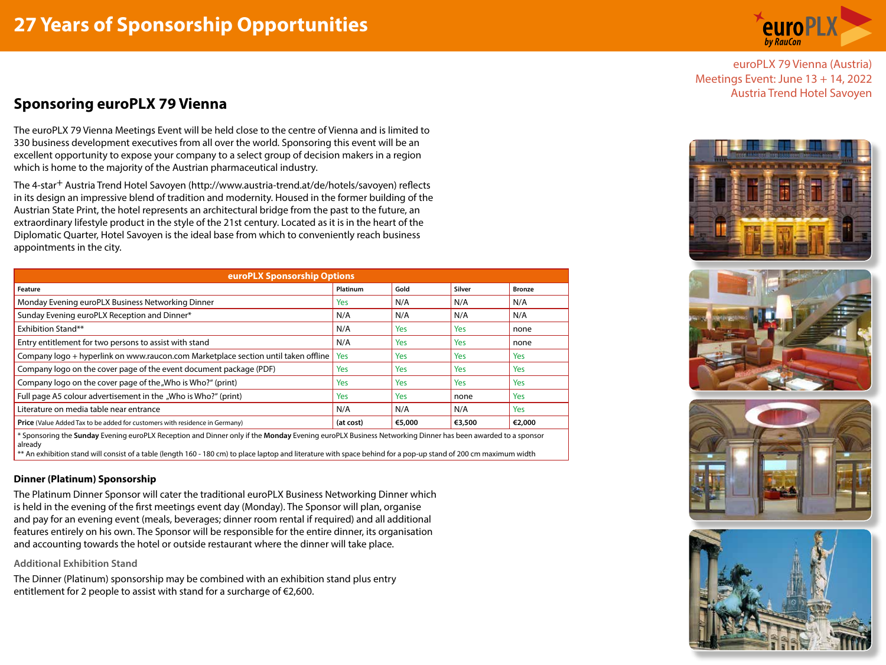# 27 Years of Sponsorship Opportunities

euroPLX 79 Vienna (Austria)
Meetings Event: June 13 + 14, 2022
Austria Trend Hotel Savoyen

## Sponsoring euroPLX 79 Vienna

The euroPLX 79 Vienna Meetings Event will be held close to the centre of Vienna and is limited to 330 business development executives from all over the world. Sponsoring this event will be an excellent opportunity to expose your company to a select group of decision makers in a region which is home to the majority of the Austrian pharmaceutical industry.

The 4-star+ Austria Trend Hotel Savoyen (http://www.austria-trend.at/de/hotels/savoyen) reflects in its design an impressive blend of tradition and modernity. Housed in the former building of the Austrian State Print, the hotel represents an architectural bridge from the past to the future, an extraordinary lifestyle product in the style of the 21st century. Located as it is in the heart of the Diplomatic Quarter, Hotel Savoyen is the ideal base from which to conveniently reach business appointments in the city.

**euroPLX Sponsorship Options**

| Feature | Platinum | Gold | Silver | Bronze |
|---|---|---|---|---|
| Monday Evening euroPLX Business Networking Dinner | Yes | N/A | N/A | N/A |
| Sunday Evening euroPLX Reception and Dinner* | N/A | N/A | N/A | N/A |
| Exhibition Stand** | N/A | Yes | Yes | none |
| Entry entitlement for two persons to assist with stand | N/A | Yes | Yes | none |
| Company logo + hyperlink on www.raucon.com Marketplace section until taken offline | Yes | Yes | Yes | Yes |
| Company logo on the cover page of the event document package (PDF) | Yes | Yes | Yes | Yes |
| Company logo on the cover page of the „Who is Who?" (print) | Yes | Yes | Yes | Yes |
| Full page A5 colour advertisement in the „Who is Who?" (print) | Yes | Yes | none | Yes |
| Literature on media table near entrance | N/A | N/A | N/A | Yes |
| **Price** (Value Added Tax to be added for customers with residence in Germany) | **(at cost)** | **€5,000** | **€3,500** | **€2,000** |

\* Sponsoring the **Sunday** Evening euroPLX Reception and Dinner only if the **Monday** Evening euroPLX Business Networking Dinner has been awarded to a sponsor already

\*\* An exhibition stand will consist of a table (length 160 - 180 cm) to place laptop and literature with space behind for a pop-up stand of 200 cm maximum width

### Dinner (Platinum) Sponsorship

The Platinum Dinner Sponsor will cater the traditional euroPLX Business Networking Dinner which is held in the evening of the first meetings event day (Monday). The Sponsor will plan, organise and pay for an evening event (meals, beverages; dinner room rental if required) and all additional features entirely on his own. The Sponsor will be responsible for the entire dinner, its organisation and accounting towards the hotel or outside restaurant where the dinner will take place.

#### Additional Exhibition Stand

The Dinner (Platinum) sponsorship may be combined with an exhibition stand plus entry entitlement for 2 people to assist with stand for a surcharge of €2,600.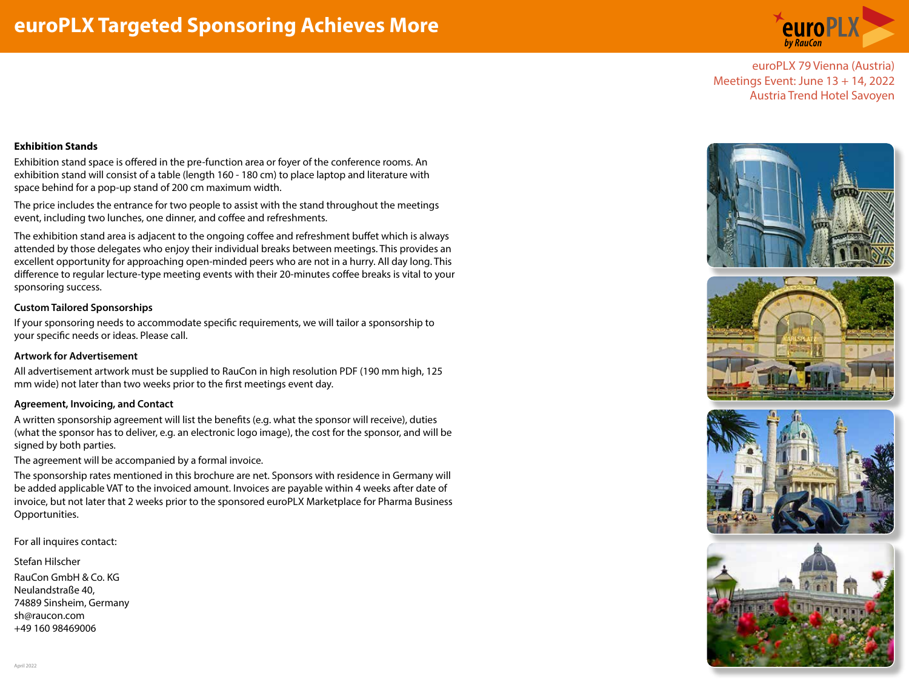# euroPLX Targeted Sponsoring Achieves More

euroPLX 79 Vienna (Austria)
Meetings Event: June 13 + 14, 2022
Austria Trend Hotel Savoyen

**Exhibition Stands**

Exhibition stand space is offered in the pre-function area or foyer of the conference rooms. An exhibition stand will consist of a table (length 160 - 180 cm) to place laptop and literature with space behind for a pop-up stand of 200 cm maximum width.

The price includes the entrance for two people to assist with the stand throughout the meetings event, including two lunches, one dinner, and coffee and refreshments.

The exhibition stand area is adjacent to the ongoing coffee and refreshment buffet which is always attended by those delegates who enjoy their individual breaks between meetings. This provides an excellent opportunity for approaching open-minded peers who are not in a hurry. All day long. This difference to regular lecture-type meeting events with their 20-minutes coffee breaks is vital to your sponsoring success.

**Custom Tailored Sponsorships**

If your sponsoring needs to accommodate specific requirements, we will tailor a sponsorship to your specific needs or ideas. Please call.

**Artwork for Advertisement**

All advertisement artwork must be supplied to RauCon in high resolution PDF (190 mm high, 125 mm wide) not later than two weeks prior to the first meetings event day.

**Agreement, Invoicing, and Contact**

A written sponsorship agreement will list the benefits (e.g. what the sponsor will receive), duties (what the sponsor has to deliver, e.g. an electronic logo image), the cost for the sponsor, and will be signed by both parties.

The agreement will be accompanied by a formal invoice.

The sponsorship rates mentioned in this brochure are net. Sponsors with residence in Germany will be added applicable VAT to the invoiced amount. Invoices are payable within 4 weeks after date of invoice, but not later that 2 weeks prior to the sponsored euroPLX Marketplace for Pharma Business Opportunities.

For all inquires contact:

Stefan Hilscher

RauCon GmbH & Co. KG
Neulandstraße 40,
74889 Sinsheim, Germany
sh@raucon.com
+49 160 98469006

April 2022